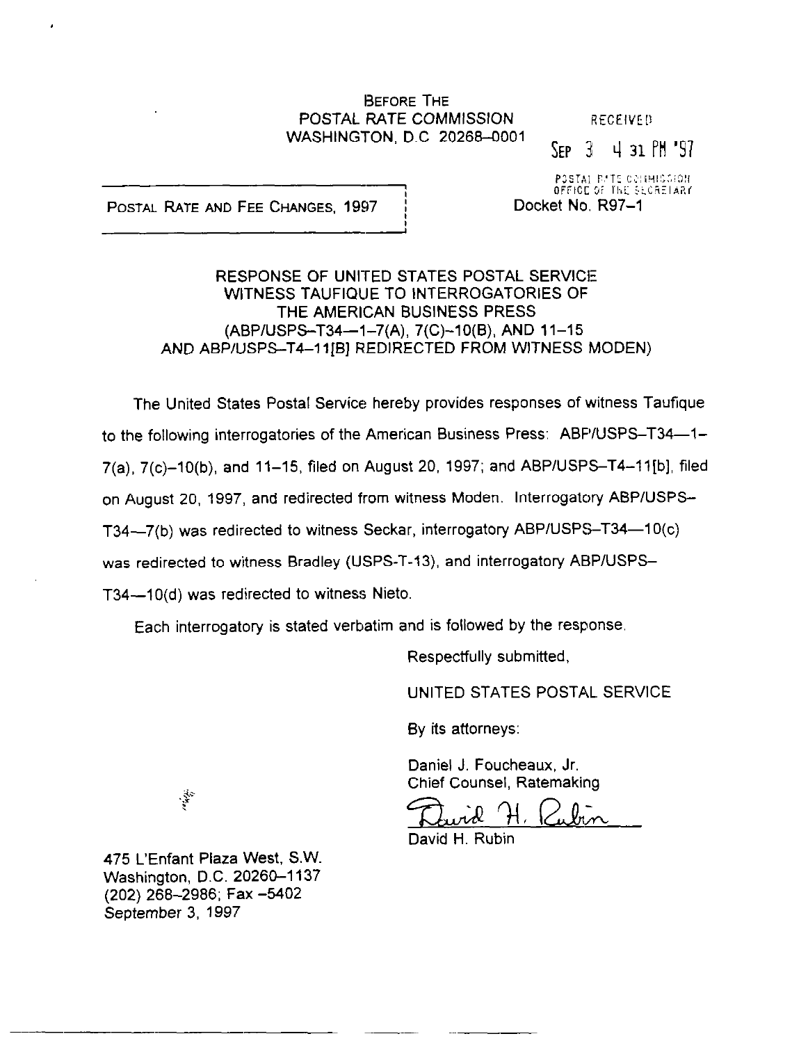BEFORE THE
POSTAL RATE COMMISSION
WASHINGTON, D.C. 20268–0001

RECEIVED
SEP 3 4 31 PM '97
POSTAL RATE COMMISSION
OFFICE OF THE SECRETARY

POSTAL RATE AND FEE CHANGES, 1997

Docket No. R97–1

RESPONSE OF UNITED STATES POSTAL SERVICE
WITNESS TAUFIQUE TO INTERROGATORIES OF
THE AMERICAN BUSINESS PRESS
(ABP/USPS–T34—1–7(A), 7(C)–10(B), AND 11–15
AND ABP/USPS–T4–11[B] REDIRECTED FROM WITNESS MODEN)

The United States Postal Service hereby provides responses of witness Taufique to the following interrogatories of the American Business Press: ABP/USPS–T34—1–7(a), 7(c)–10(b), and 11–15, filed on August 20, 1997; and ABP/USPS–T4–11[b], filed on August 20, 1997, and redirected from witness Moden. Interrogatory ABP/USPS–T34—7(b) was redirected to witness Seckar, interrogatory ABP/USPS–T34—10(c) was redirected to witness Bradley (USPS-T-13), and interrogatory ABP/USPS–T34—10(d) was redirected to witness Nieto.

Each interrogatory is stated verbatim and is followed by the response.

Respectfully submitted,

UNITED STATES POSTAL SERVICE

By its attorneys:

Daniel J. Foucheaux, Jr.
Chief Counsel, Ratemaking

David H. Rubin

475 L'Enfant Plaza West, S.W.
Washington, D.C. 20260–1137
(202) 268–2986; Fax –5402
September 3, 1997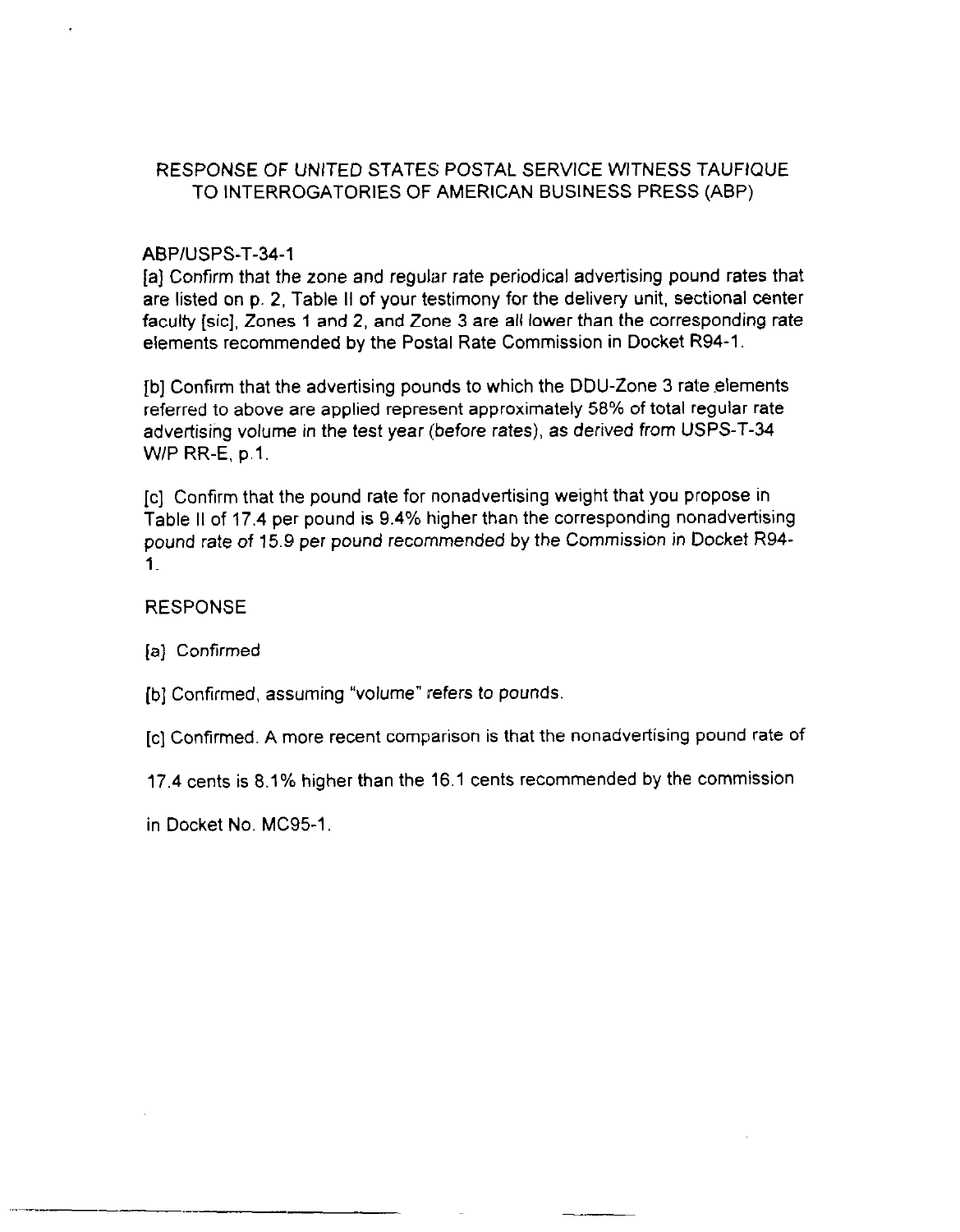RESPONSE OF UNITED STATES POSTAL SERVICE WITNESS TAUFIQUE
TO INTERROGATORIES OF AMERICAN BUSINESS PRESS (ABP)

ABP/USPS-T-34-1

[a] Confirm that the zone and regular rate periodical advertising pound rates that are listed on p. 2, Table II of your testimony for the delivery unit, sectional center faculty [sic], Zones 1 and 2, and Zone 3 are all lower than the corresponding rate elements recommended by the Postal Rate Commission in Docket R94-1.

[b] Confirm that the advertising pounds to which the DDU-Zone 3 rate elements referred to above are applied represent approximately 58% of total regular rate advertising volume in the test year (before rates), as derived from USPS-T-34 W/P RR-E, p.1.

[c] Confirm that the pound rate for nonadvertising weight that you propose in Table II of 17.4 per pound is 9.4% higher than the corresponding nonadvertising pound rate of 15.9 per pound recommended by the Commission in Docket R94-1.

RESPONSE

[a] Confirmed

[b] Confirmed, assuming "volume" refers to pounds.

[c] Confirmed. A more recent comparison is that the nonadvertising pound rate of 17.4 cents is 8.1% higher than the 16.1 cents recommended by the commission in Docket No. MC95-1.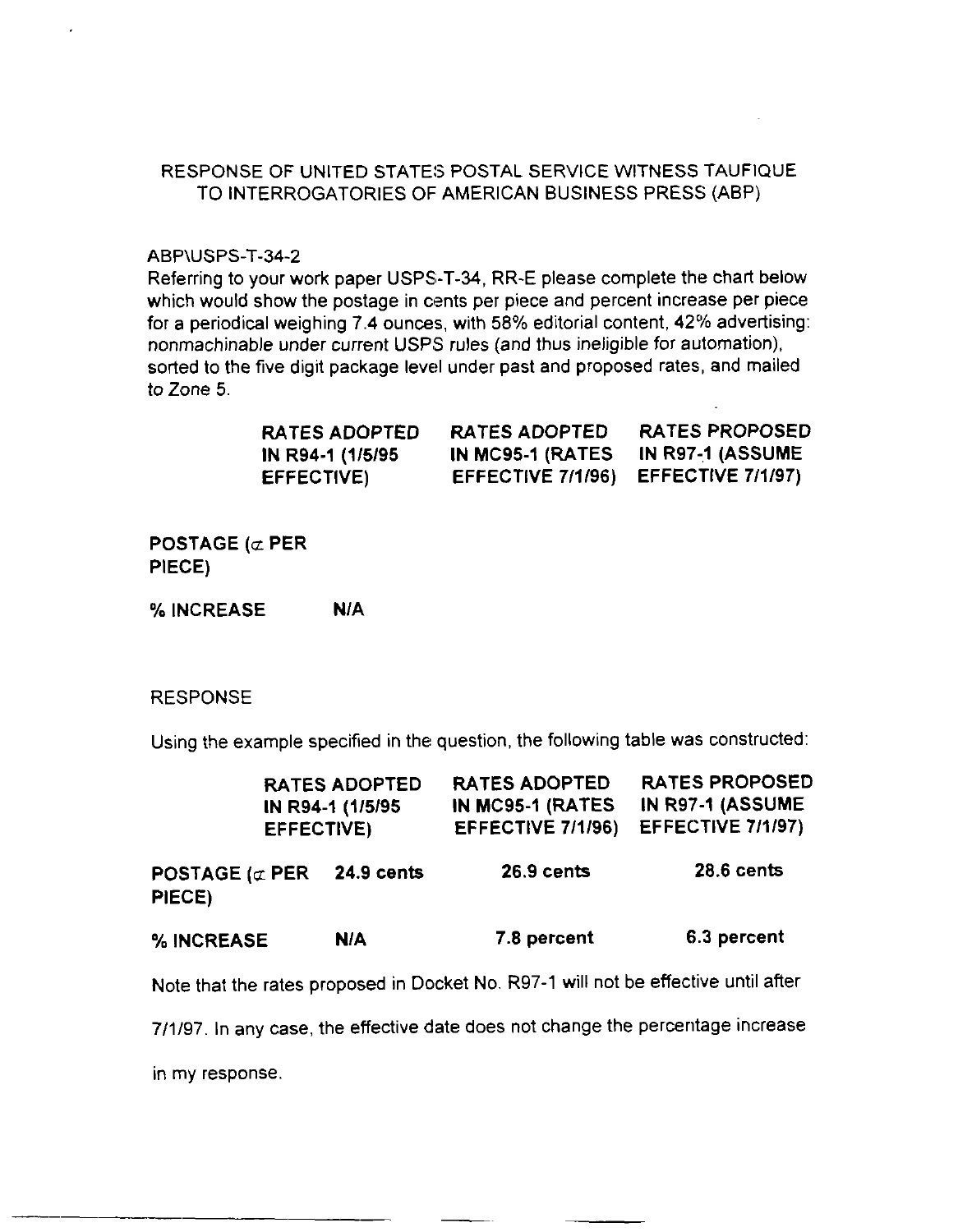RESPONSE OF UNITED STATES POSTAL SERVICE WITNESS TAUFIQUE TO INTERROGATORIES OF AMERICAN BUSINESS PRESS (ABP)

ABP\USPS-T-34-2

Referring to your work paper USPS-T-34, RR-E please complete the chart below which would show the postage in cents per piece and percent increase per piece for a periodical weighing 7.4 ounces, with 58% editorial content, 42% advertising: nonmachinable under current USPS rules (and thus ineligible for automation), sorted to the five digit package level under past and proposed rates, and mailed to Zone 5.

| | **RATES ADOPTED IN R94-1 (1/5/95 EFFECTIVE)** | **RATES ADOPTED IN MC95-1 (RATES EFFECTIVE 7/1/96)** | **RATES PROPOSED IN R97-1 (ASSUME EFFECTIVE 7/1/97)** |
|---|---|---|---|
| **POSTAGE (¢ PER PIECE)** | | | |
| **% INCREASE** | **N/A** | | |

RESPONSE

Using the example specified in the question, the following table was constructed:

| | **RATES ADOPTED IN R94-1 (1/5/95 EFFECTIVE)** | **RATES ADOPTED IN MC95-1 (RATES EFFECTIVE 7/1/96)** | **RATES PROPOSED IN R97-1 (ASSUME EFFECTIVE 7/1/97)** |
|---|---|---|---|
| **POSTAGE (¢ PER PIECE)** | **24.9 cents** | **26.9 cents** | **28.6 cents** |
| **% INCREASE** | **N/A** | **7.8 percent** | **6.3 percent** |

Note that the rates proposed in Docket No. R97-1 will not be effective until after 7/1/97. In any case, the effective date does not change the percentage increase in my response.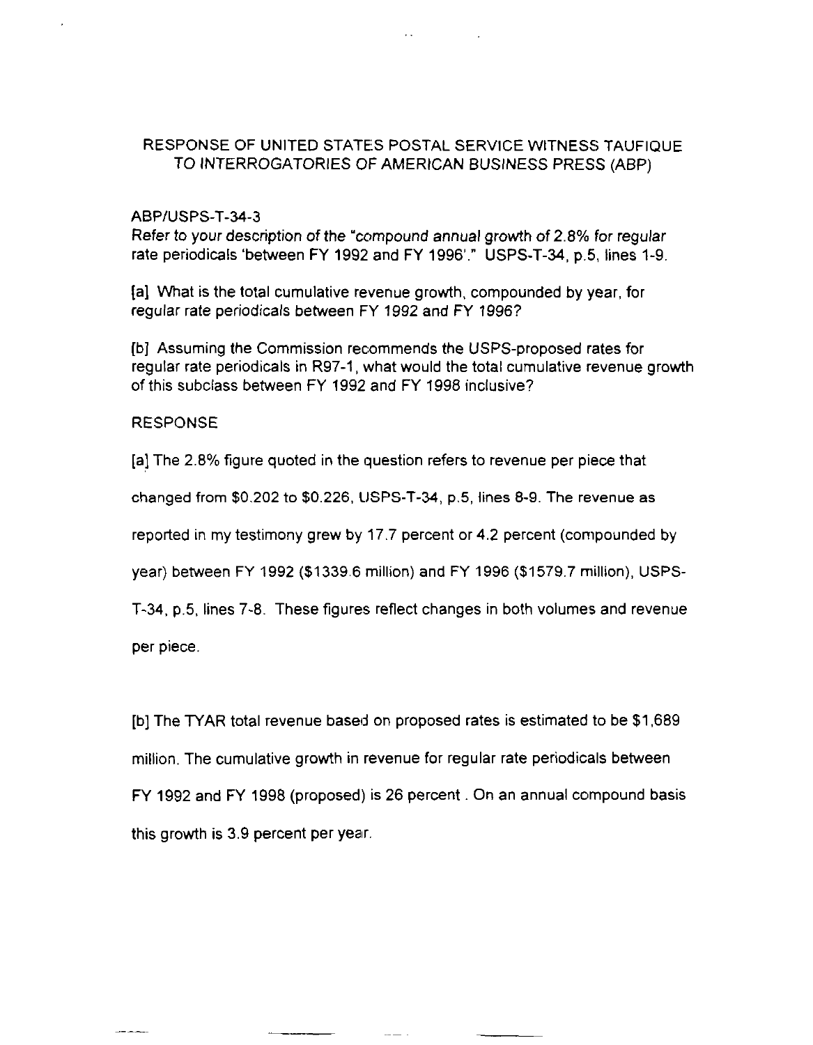RESPONSE OF UNITED STATES POSTAL SERVICE WITNESS TAUFIQUE TO INTERROGATORIES OF AMERICAN BUSINESS PRESS (ABP)

ABP/USPS-T-34-3

*Refer to your description of the "compound annual growth of 2.8% for regular rate periodicals 'between FY 1992 and FY 1996'." USPS-T-34, p.5, lines 1-9.*

*[a] What is the total cumulative revenue growth, compounded by year, for regular rate periodicals between FY 1992 and FY 1996?*

*[b] Assuming the Commission recommends the USPS-proposed rates for regular rate periodicals in R97-1, what would the total cumulative revenue growth of this subclass between FY 1992 and FY 1998 inclusive?*

RESPONSE

[a] The 2.8% figure quoted in the question refers to revenue per piece that changed from $0.202 to $0.226, USPS-T-34, p.5, lines 8-9. The revenue as reported in my testimony grew by 17.7 percent or 4.2 percent (compounded by year) between FY 1992 ($1339.6 million) and FY 1996 ($1579.7 million), USPS-T-34, p.5, lines 7-8. These figures reflect changes in both volumes and revenue per piece.

[b] The TYAR total revenue based on proposed rates is estimated to be $1,689 million. The cumulative growth in revenue for regular rate periodicals between FY 1992 and FY 1998 (proposed) is 26 percent. On an annual compound basis this growth is 3.9 percent per year.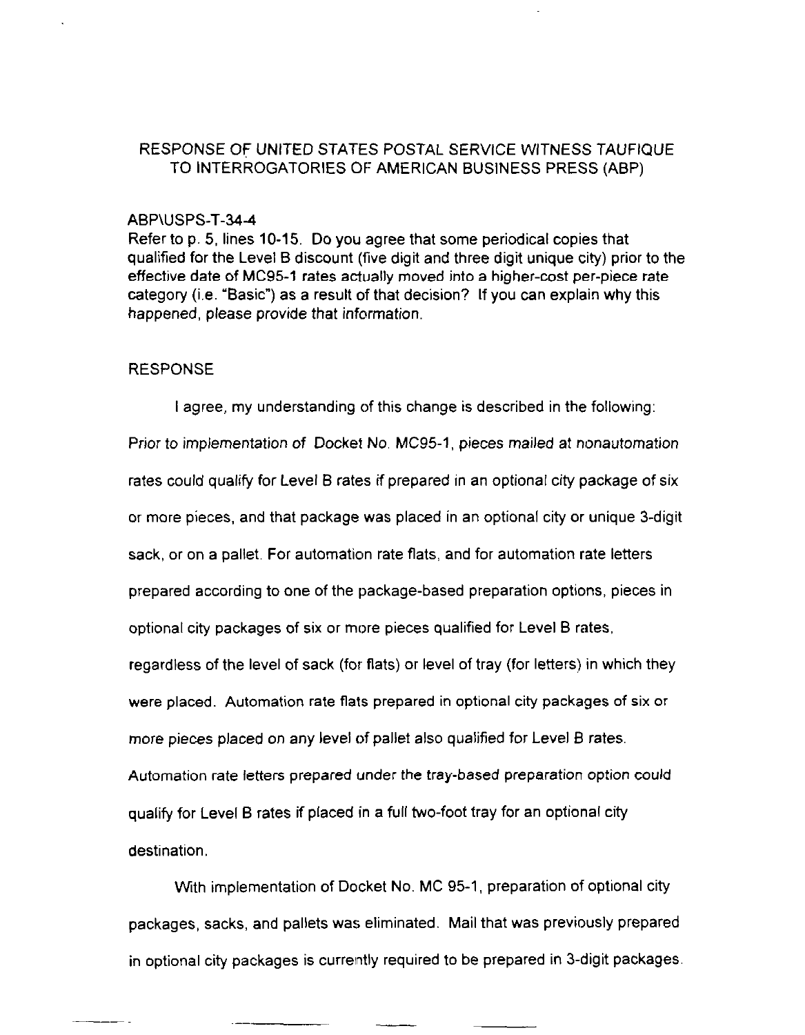RESPONSE OF UNITED STATES POSTAL SERVICE WITNESS TAUFIQUE TO INTERROGATORIES OF AMERICAN BUSINESS PRESS (ABP)

ABP\USPS-T-34-4

Refer to p. 5, lines 10-15. Do you agree that some periodical copies that qualified for the Level B discount (five digit and three digit unique city) prior to the effective date of MC95-1 rates actually moved into a higher-cost per-piece rate category (i.e. "Basic") as a result of that decision? If you can explain why this happened, please provide that information.

RESPONSE

I agree, my understanding of this change is described in the following: Prior to implementation of Docket No. MC95-1, pieces mailed at nonautomation rates could qualify for Level B rates if prepared in an optional city package of six or more pieces, and that package was placed in an optional city or unique 3-digit sack, or on a pallet. For automation rate flats, and for automation rate letters prepared according to one of the package-based preparation options, pieces in optional city packages of six or more pieces qualified for Level B rates, regardless of the level of sack (for flats) or level of tray (for letters) in which they were placed. Automation rate flats prepared in optional city packages of six or more pieces placed on any level of pallet also qualified for Level B rates. Automation rate letters prepared under the tray-based preparation option could qualify for Level B rates if placed in a full two-foot tray for an optional city destination.

With implementation of Docket No. MC 95-1, preparation of optional city packages, sacks, and pallets was eliminated. Mail that was previously prepared in optional city packages is currently required to be prepared in 3-digit packages.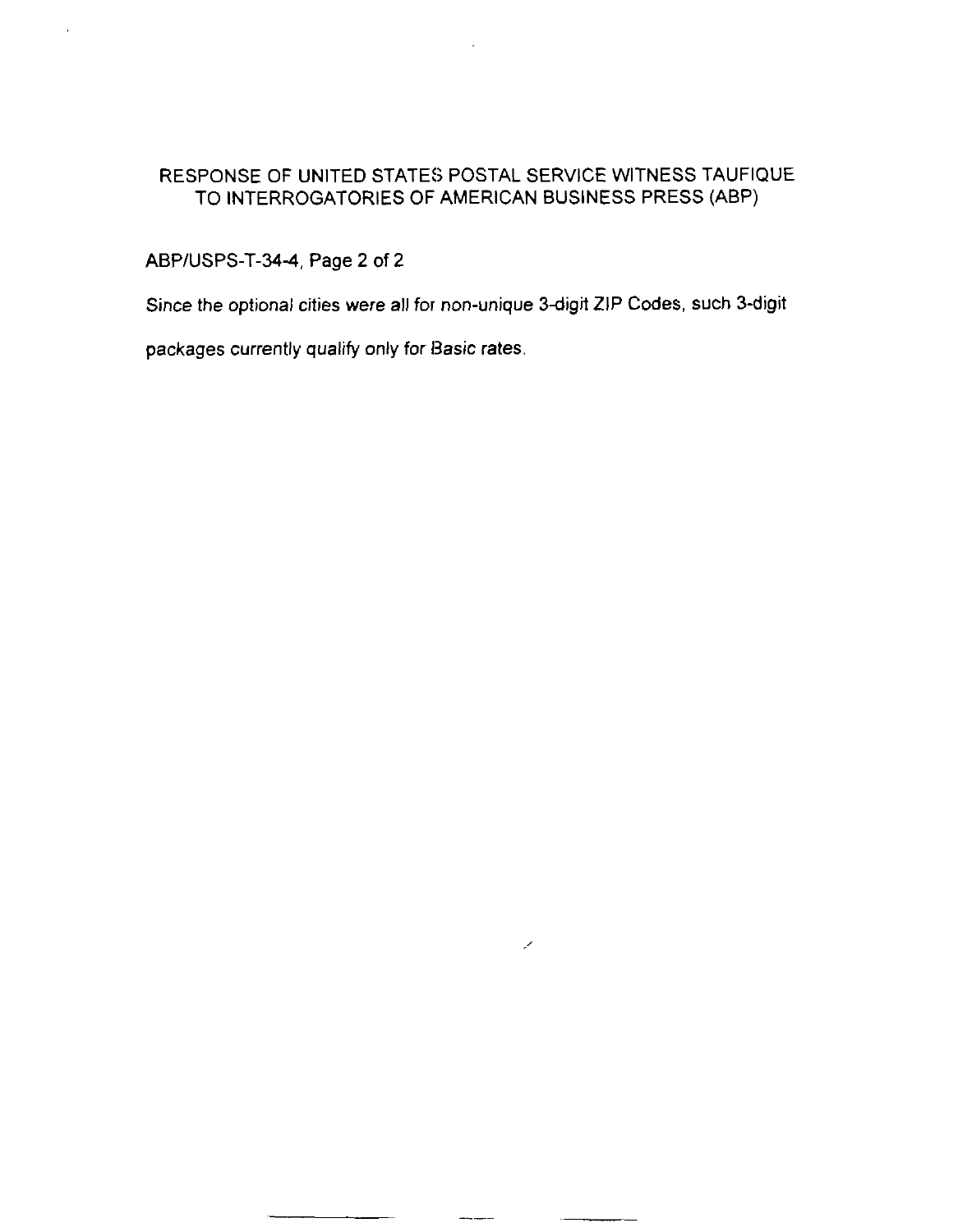RESPONSE OF UNITED STATES POSTAL SERVICE WITNESS TAUFIQUE TO INTERROGATORIES OF AMERICAN BUSINESS PRESS (ABP)

ABP/USPS-T-34-4, Page 2 of 2

Since the optional cities were all for non-unique 3-digit ZIP Codes, such 3-digit packages currently qualify only for Basic rates.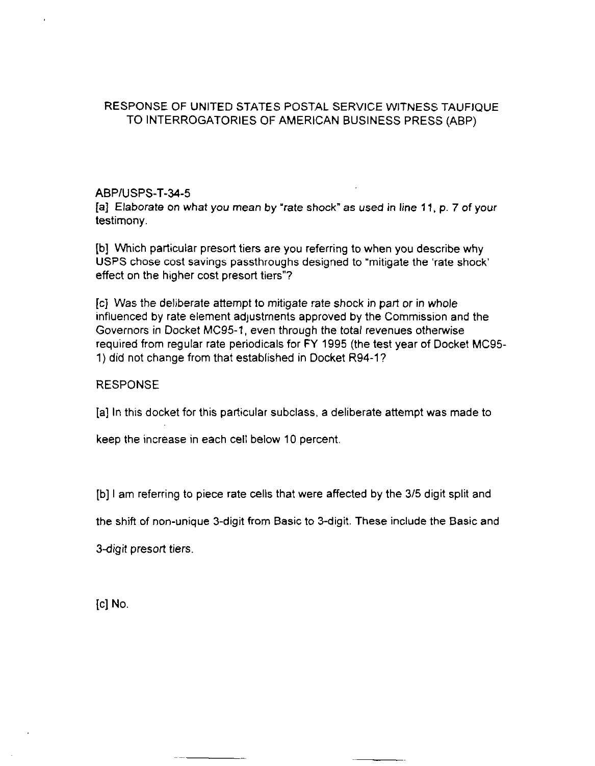RESPONSE OF UNITED STATES POSTAL SERVICE WITNESS TAUFIQUE TO INTERROGATORIES OF AMERICAN BUSINESS PRESS (ABP)

ABP/USPS-T-34-5

[a] Elaborate on what you mean by "rate shock" as used in line 11, p. 7 of your testimony.

[b] Which particular presort tiers are you referring to when you describe why USPS chose cost savings passthroughs designed to "mitigate the 'rate shock' effect on the higher cost presort tiers"?

[c] Was the deliberate attempt to mitigate rate shock in part or in whole influenced by rate element adjustments approved by the Commission and the Governors in Docket MC95-1, even through the total revenues otherwise required from regular rate periodicals for FY 1995 (the test year of Docket MC95-1) did not change from that established in Docket R94-1?

RESPONSE

[a] In this docket for this particular subclass, a deliberate attempt was made to keep the increase in each cell below 10 percent.

[b] I am referring to piece rate cells that were affected by the 3/5 digit split and the shift of non-unique 3-digit from Basic to 3-digit. These include the Basic and 3-digit presort tiers.

[c] No.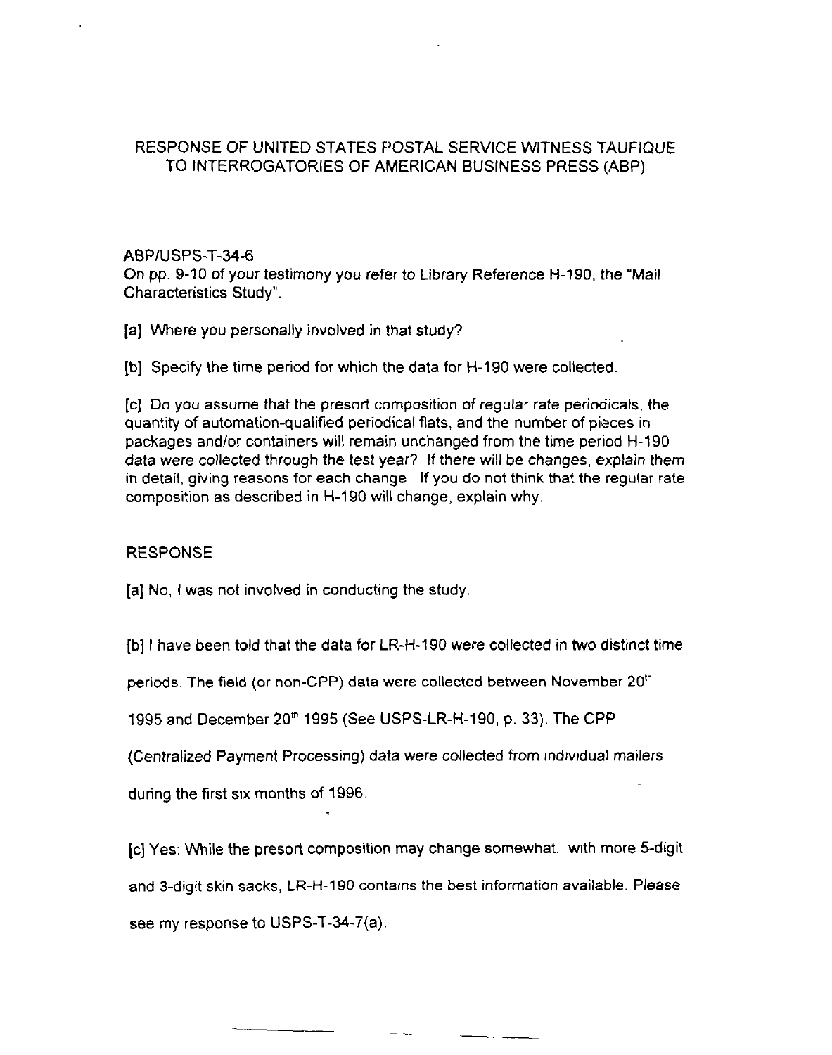RESPONSE OF UNITED STATES POSTAL SERVICE WITNESS TAUFIQUE TO INTERROGATORIES OF AMERICAN BUSINESS PRESS (ABP)

ABP/USPS-T-34-6

On pp. 9-10 of your testimony you refer to Library Reference H-190, the "Mail Characteristics Study".

[a] Where you personally involved in that study?

[b] Specify the time period for which the data for H-190 were collected.

[c] Do you assume that the presort composition of regular rate periodicals, the quantity of automation-qualified periodical flats, and the number of pieces in packages and/or containers will remain unchanged from the time period H-190 data were collected through the test year? If there will be changes, explain them in detail, giving reasons for each change. If you do not think that the regular rate composition as described in H-190 will change, explain why.

RESPONSE

[a] No, I was not involved in conducting the study.

[b] I have been told that the data for LR-H-190 were collected in two distinct time periods. The field (or non-CPP) data were collected between November 20th 1995 and December 20th 1995 (See USPS-LR-H-190, p. 33). The CPP (Centralized Payment Processing) data were collected from individual mailers during the first six months of 1996.

[c] Yes; While the presort composition may change somewhat, with more 5-digit and 3-digit skin sacks, LR-H-190 contains the best information available. Please see my response to USPS-T-34-7(a).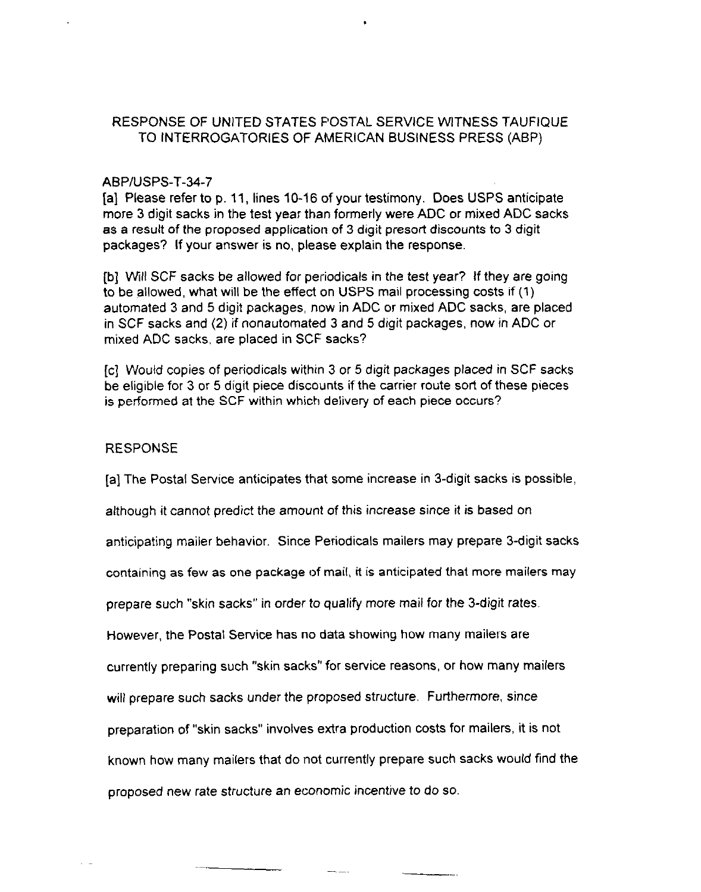RESPONSE OF UNITED STATES POSTAL SERVICE WITNESS TAUFIQUE TO INTERROGATORIES OF AMERICAN BUSINESS PRESS (ABP)

ABP/USPS-T-34-7

[a] Please refer to p. 11, lines 10-16 of your testimony. Does USPS anticipate more 3 digit sacks in the test year than formerly were ADC or mixed ADC sacks as a result of the proposed application of 3 digit presort discounts to 3 digit packages? If your answer is no, please explain the response.

[b] Will SCF sacks be allowed for periodicals in the test year? If they are going to be allowed, what will be the effect on USPS mail processing costs if (1) automated 3 and 5 digit packages, now in ADC or mixed ADC sacks, are placed in SCF sacks and (2) if nonautomated 3 and 5 digit packages, now in ADC or mixed ADC sacks, are placed in SCF sacks?

[c] Would copies of periodicals within 3 or 5 digit packages placed in SCF sacks be eligible for 3 or 5 digit piece discounts if the carrier route sort of these pieces is performed at the SCF within which delivery of each piece occurs?

RESPONSE

[a] The Postal Service anticipates that some increase in 3-digit sacks is possible, although it cannot predict the amount of this increase since it is based on anticipating mailer behavior. Since Periodicals mailers may prepare 3-digit sacks containing as few as one package of mail, it is anticipated that more mailers may prepare such "skin sacks" in order to qualify more mail for the 3-digit rates. However, the Postal Service has no data showing how many mailers are currently preparing such "skin sacks" for service reasons, or how many mailers will prepare such sacks under the proposed structure. Furthermore, since preparation of "skin sacks" involves extra production costs for mailers, it is not known how many mailers that do not currently prepare such sacks would find the proposed new rate structure an economic incentive to do so.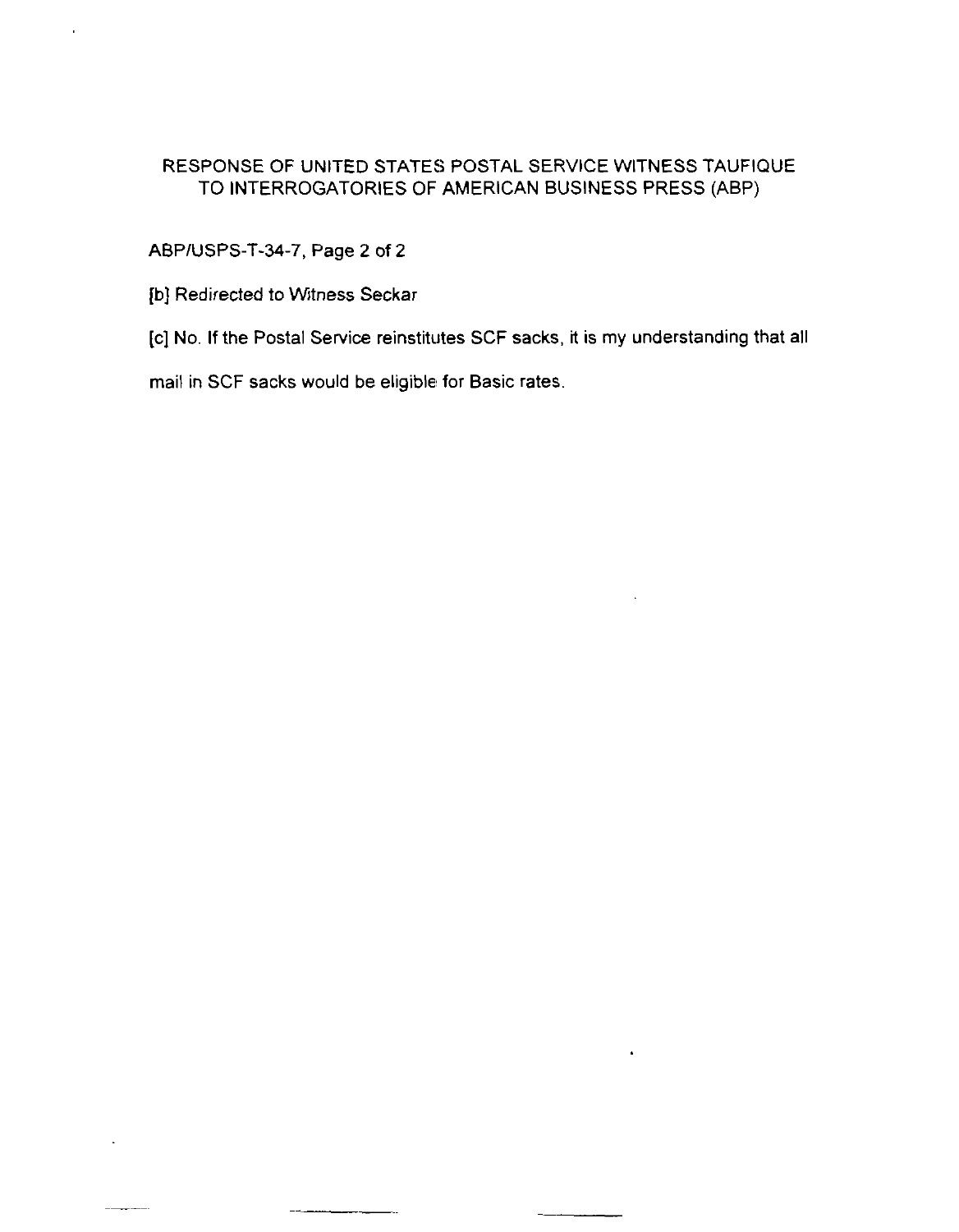RESPONSE OF UNITED STATES POSTAL SERVICE WITNESS TAUFIQUE TO INTERROGATORIES OF AMERICAN BUSINESS PRESS (ABP)

ABP/USPS-T-34-7, Page 2 of 2

[b] Redirected to Witness Seckar

[c] No. If the Postal Service reinstitutes SCF sacks, it is my understanding that all mail in SCF sacks would be eligible for Basic rates.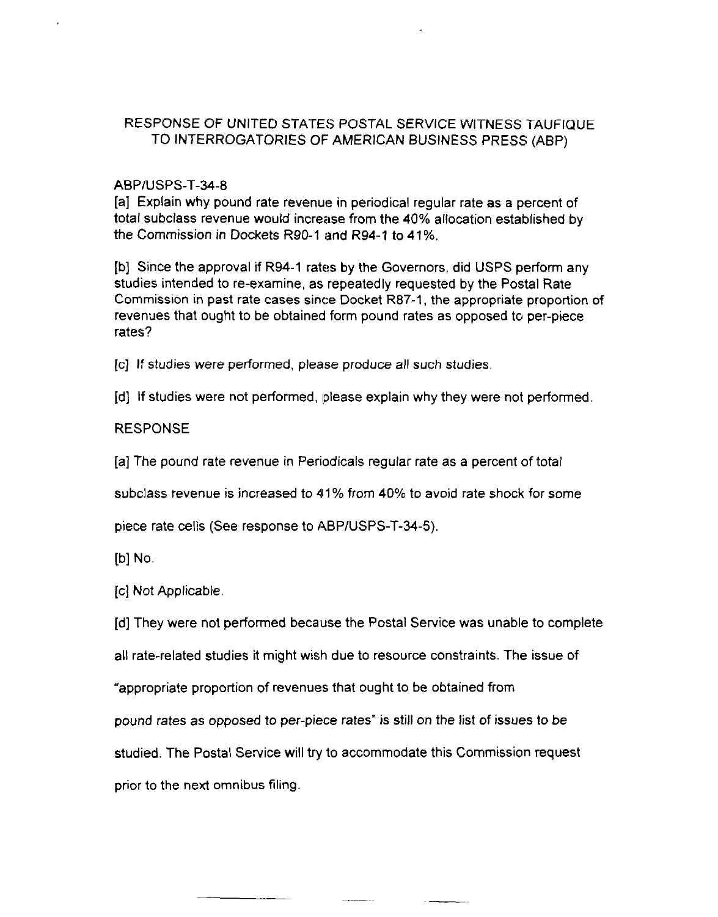RESPONSE OF UNITED STATES POSTAL SERVICE WITNESS TAUFIQUE TO INTERROGATORIES OF AMERICAN BUSINESS PRESS (ABP)

ABP/USPS-T-34-8

[a] Explain why pound rate revenue in periodical regular rate as a percent of total subclass revenue would increase from the 40% allocation established by the Commission in Dockets R90-1 and R94-1 to 41%.

[b] Since the approval if R94-1 rates by the Governors, did USPS perform any studies intended to re-examine, as repeatedly requested by the Postal Rate Commission in past rate cases since Docket R87-1, the appropriate proportion of revenues that ought to be obtained form pound rates as opposed to per-piece rates?

[c] If studies were performed, please produce all such studies.

[d] If studies were not performed, please explain why they were not performed.

RESPONSE

[a] The pound rate revenue in Periodicals regular rate as a percent of total subclass revenue is increased to 41% from 40% to avoid rate shock for some piece rate cells (See response to ABP/USPS-T-34-5).

[b] No.

[c] Not Applicable.

[d] They were not performed because the Postal Service was unable to complete all rate-related studies it might wish due to resource constraints. The issue of "appropriate proportion of revenues that ought to be obtained from pound rates as opposed to per-piece rates" is still on the list of issues to be studied. The Postal Service will try to accommodate this Commission request prior to the next omnibus filing.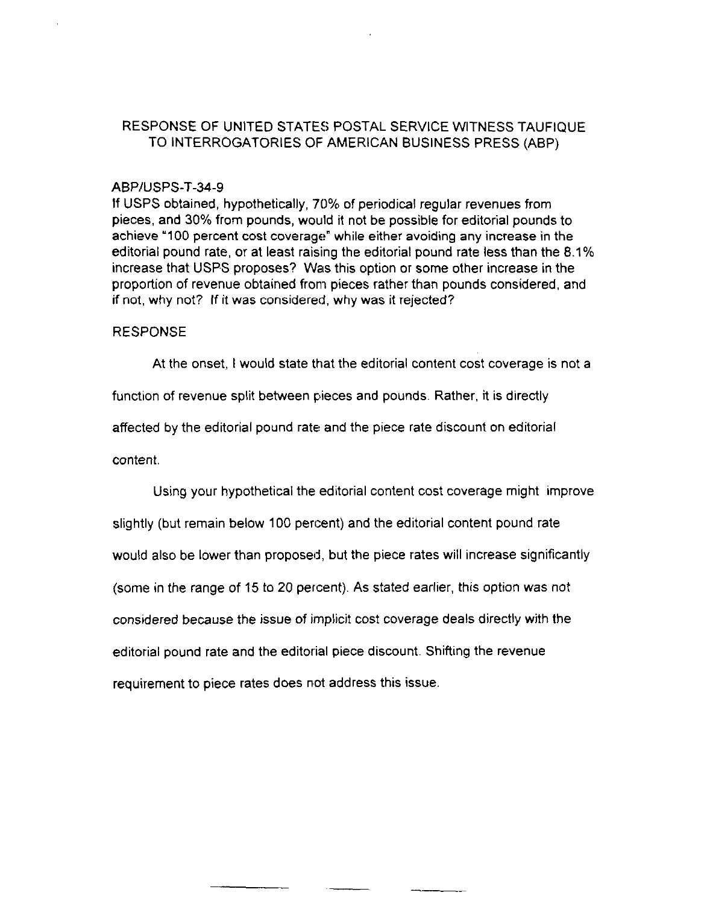# RESPONSE OF UNITED STATES POSTAL SERVICE WITNESS TAUFIQUE TO INTERROGATORIES OF AMERICAN BUSINESS PRESS (ABP)

## ABP/USPS-T-34-9

If USPS obtained, hypothetically, 70% of periodical regular revenues from pieces, and 30% from pounds, would it not be possible for editorial pounds to achieve "100 percent cost coverage" while either avoiding any increase in the editorial pound rate, or at least raising the editorial pound rate less than the 8.1% increase that USPS proposes? Was this option or some other increase in the proportion of revenue obtained from pieces rather than pounds considered, and if not, why not? If it was considered, why was it rejected?

## RESPONSE

At the onset, I would state that the editorial content cost coverage is not a function of revenue split between pieces and pounds. Rather, it is directly affected by the editorial pound rate and the piece rate discount on editorial content.

Using your hypothetical the editorial content cost coverage might improve slightly (but remain below 100 percent) and the editorial content pound rate would also be lower than proposed, but the piece rates will increase significantly (some in the range of 15 to 20 percent). As stated earlier, this option was not considered because the issue of implicit cost coverage deals directly with the editorial pound rate and the editorial piece discount. Shifting the revenue requirement to piece rates does not address this issue.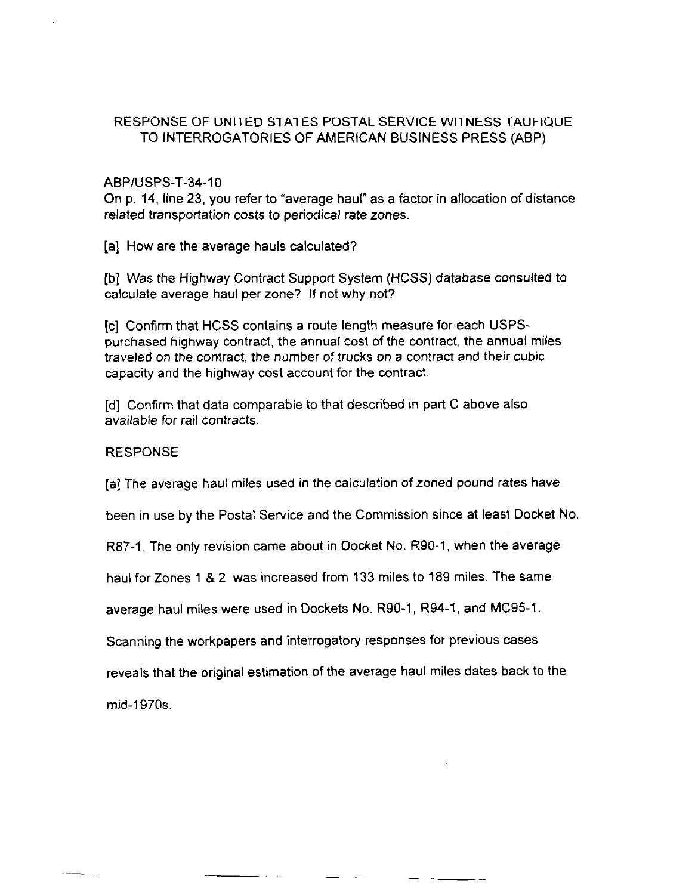RESPONSE OF UNITED STATES POSTAL SERVICE WITNESS TAUFIQUE TO INTERROGATORIES OF AMERICAN BUSINESS PRESS (ABP)

ABP/USPS-T-34-10

On p. 14, line 23, you refer to "average haul" as a factor in allocation of distance related transportation costs to periodical rate zones.

[a] How are the average hauls calculated?

[b] Was the Highway Contract Support System (HCSS) database consulted to calculate average haul per zone? If not why not?

[c] Confirm that HCSS contains a route length measure for each USPS-purchased highway contract, the annual cost of the contract, the annual miles traveled on the contract, the number of trucks on a contract and their cubic capacity and the highway cost account for the contract.

[d] Confirm that data comparable to that described in part C above also available for rail contracts.

RESPONSE

[a] The average haul miles used in the calculation of zoned pound rates have been in use by the Postal Service and the Commission since at least Docket No. R87-1. The only revision came about in Docket No. R90-1, when the average haul for Zones 1 & 2 was increased from 133 miles to 189 miles. The same average haul miles were used in Dockets No. R90-1, R94-1, and MC95-1. Scanning the workpapers and interrogatory responses for previous cases reveals that the original estimation of the average haul miles dates back to the mid-1970s.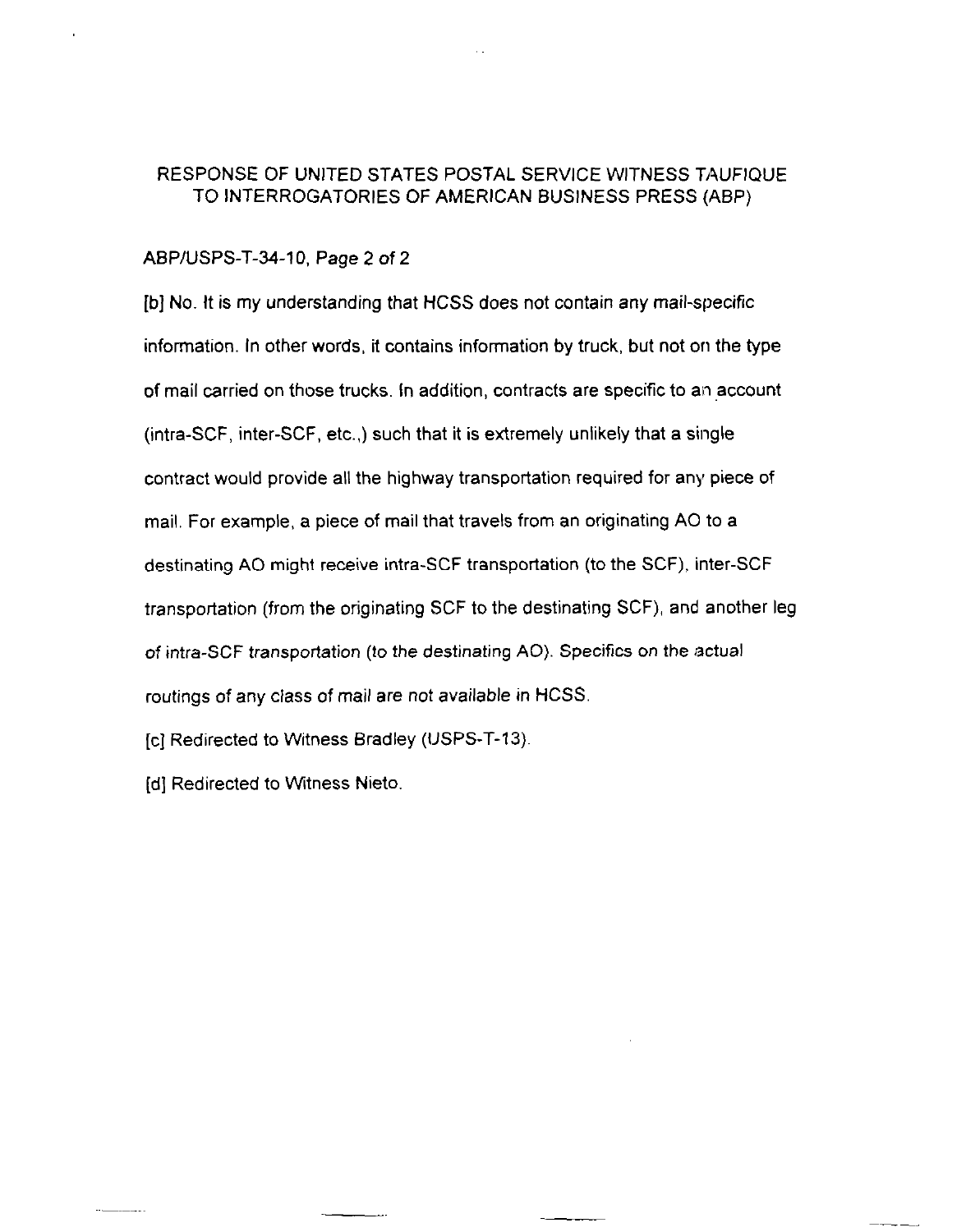RESPONSE OF UNITED STATES POSTAL SERVICE WITNESS TAUFIQUE TO INTERROGATORIES OF AMERICAN BUSINESS PRESS (ABP)

ABP/USPS-T-34-10, Page 2 of 2

[b] No. It is my understanding that HCSS does not contain any mail-specific information. In other words, it contains information by truck, but not on the type of mail carried on those trucks. In addition, contracts are specific to an account (intra-SCF, inter-SCF, etc.,) such that it is extremely unlikely that a single contract would provide all the highway transportation required for any piece of mail. For example, a piece of mail that travels from an originating AO to a destinating AO might receive intra-SCF transportation (to the SCF), inter-SCF transportation (from the originating SCF to the destinating SCF), and another leg of intra-SCF transportation (to the destinating AO). Specifics on the actual routings of any class of mail are not available in HCSS.

[c] Redirected to Witness Bradley (USPS-T-13).

[d] Redirected to Witness Nieto.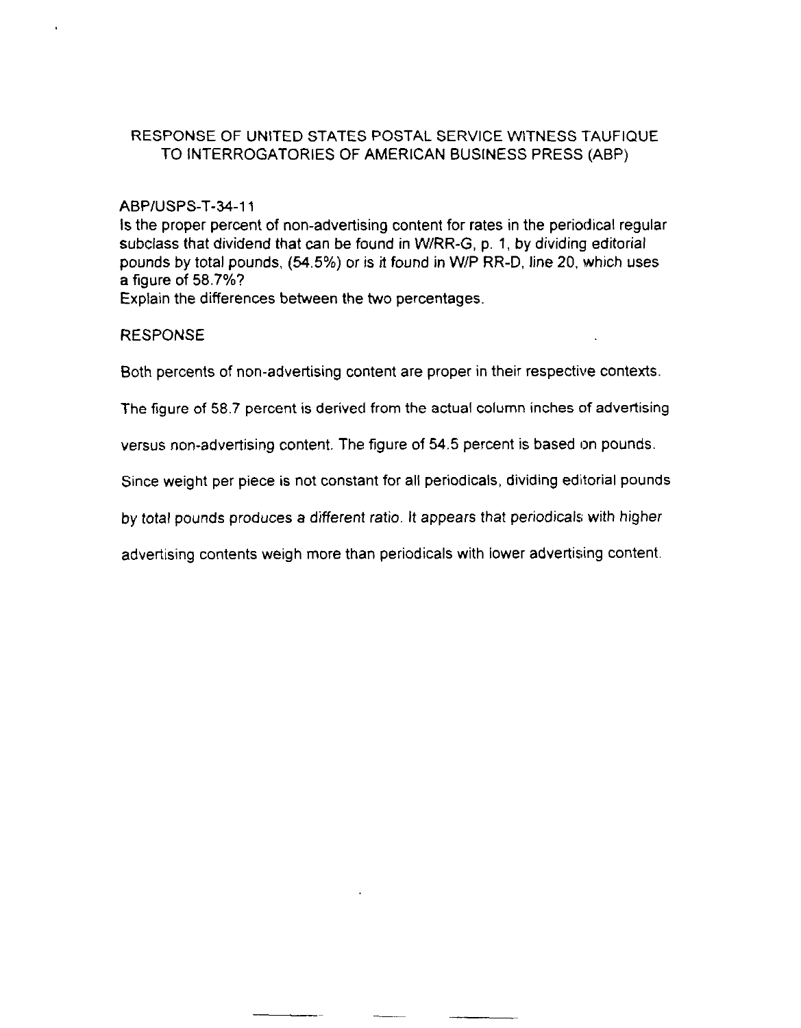RESPONSE OF UNITED STATES POSTAL SERVICE WITNESS TAUFIQUE
TO INTERROGATORIES OF AMERICAN BUSINESS PRESS (ABP)

ABP/USPS-T-34-11
Is the proper percent of non-advertising content for rates in the periodical regular subclass that dividend that can be found in W/RR-G, p. 1, by dividing editorial pounds by total pounds, (54.5%) or is it found in W/P RR-D, line 20, which uses a figure of 58.7%?
Explain the differences between the two percentages.

RESPONSE

Both percents of non-advertising content are proper in their respective contexts.

The figure of 58.7 percent is derived from the actual column inches of advertising versus non-advertising content. The figure of 54.5 percent is based on pounds. Since weight per piece is not constant for all periodicals, dividing editorial pounds by total pounds produces a different ratio. It appears that periodicals with higher advertising contents weigh more than periodicals with lower advertising content.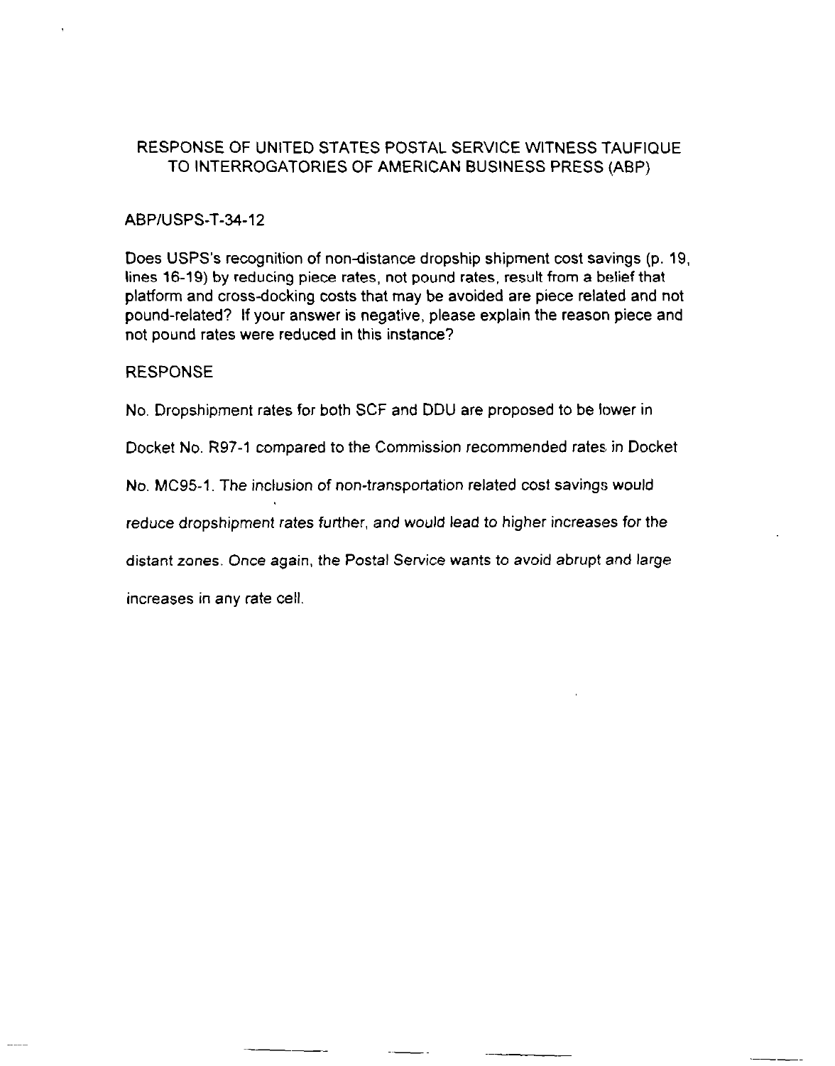RESPONSE OF UNITED STATES POSTAL SERVICE WITNESS TAUFIQUE TO INTERROGATORIES OF AMERICAN BUSINESS PRESS (ABP)

ABP/USPS-T-34-12

Does USPS's recognition of non-distance dropship shipment cost savings (p. 19, lines 16-19) by reducing piece rates, not pound rates, result from a belief that platform and cross-docking costs that may be avoided are piece related and not pound-related? If your answer is negative, please explain the reason piece and not pound rates were reduced in this instance?

RESPONSE

No. Dropshipment rates for both SCF and DDU are proposed to be lower in Docket No. R97-1 compared to the Commission recommended rates in Docket No. MC95-1. The inclusion of non-transportation related cost savings would reduce dropshipment rates further, and would lead to higher increases for the distant zones. Once again, the Postal Service wants to avoid abrupt and large increases in any rate cell.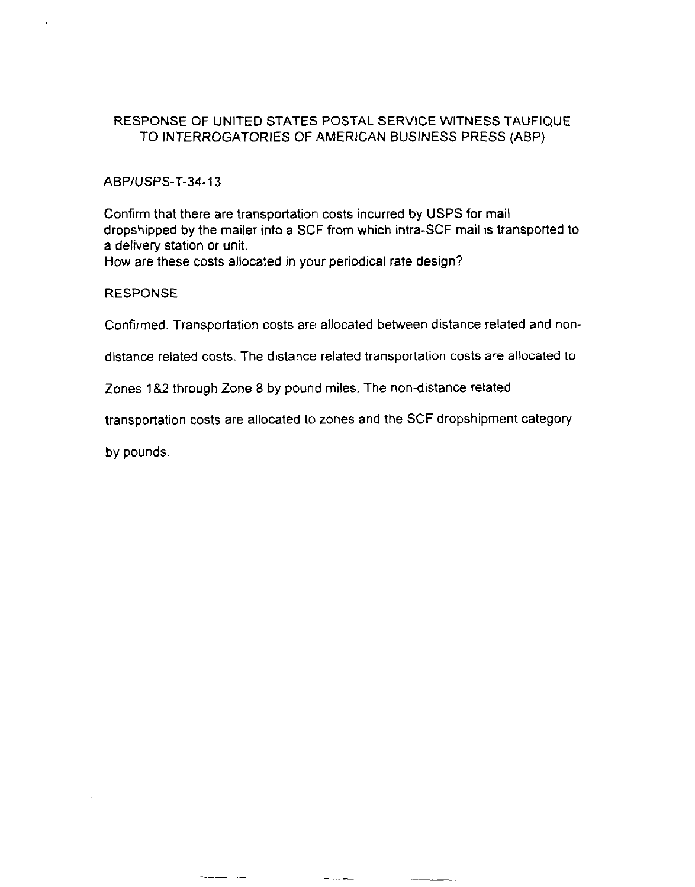RESPONSE OF UNITED STATES POSTAL SERVICE WITNESS TAUFIQUE TO INTERROGATORIES OF AMERICAN BUSINESS PRESS (ABP)

ABP/USPS-T-34-13

Confirm that there are transportation costs incurred by USPS for mail dropshipped by the mailer into a SCF from which intra-SCF mail is transported to a delivery station or unit.
How are these costs allocated in your periodical rate design?

RESPONSE

Confirmed. Transportation costs are allocated between distance related and non-distance related costs. The distance related transportation costs are allocated to Zones 1&2 through Zone 8 by pound miles. The non-distance related transportation costs are allocated to zones and the SCF dropshipment category by pounds.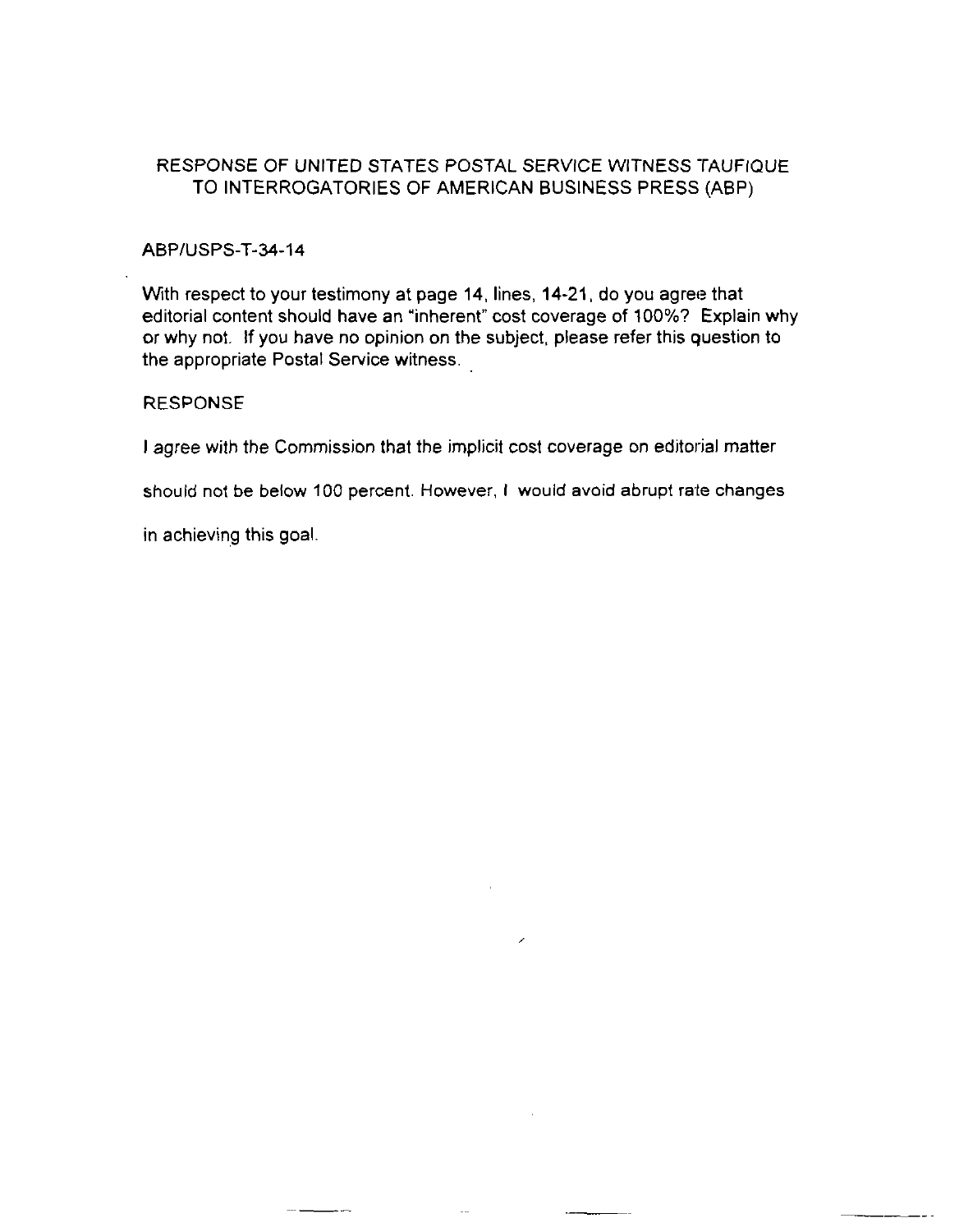RESPONSE OF UNITED STATES POSTAL SERVICE WITNESS TAUFIQUE TO INTERROGATORIES OF AMERICAN BUSINESS PRESS (ABP)

ABP/USPS-T-34-14

With respect to your testimony at page 14, lines, 14-21, do you agree that editorial content should have an "inherent" cost coverage of 100%? Explain why or why not. If you have no opinion on the subject, please refer this question to the appropriate Postal Service witness.

RESPONSE

I agree with the Commission that the implicit cost coverage on editorial matter should not be below 100 percent. However, I would avoid abrupt rate changes in achieving this goal.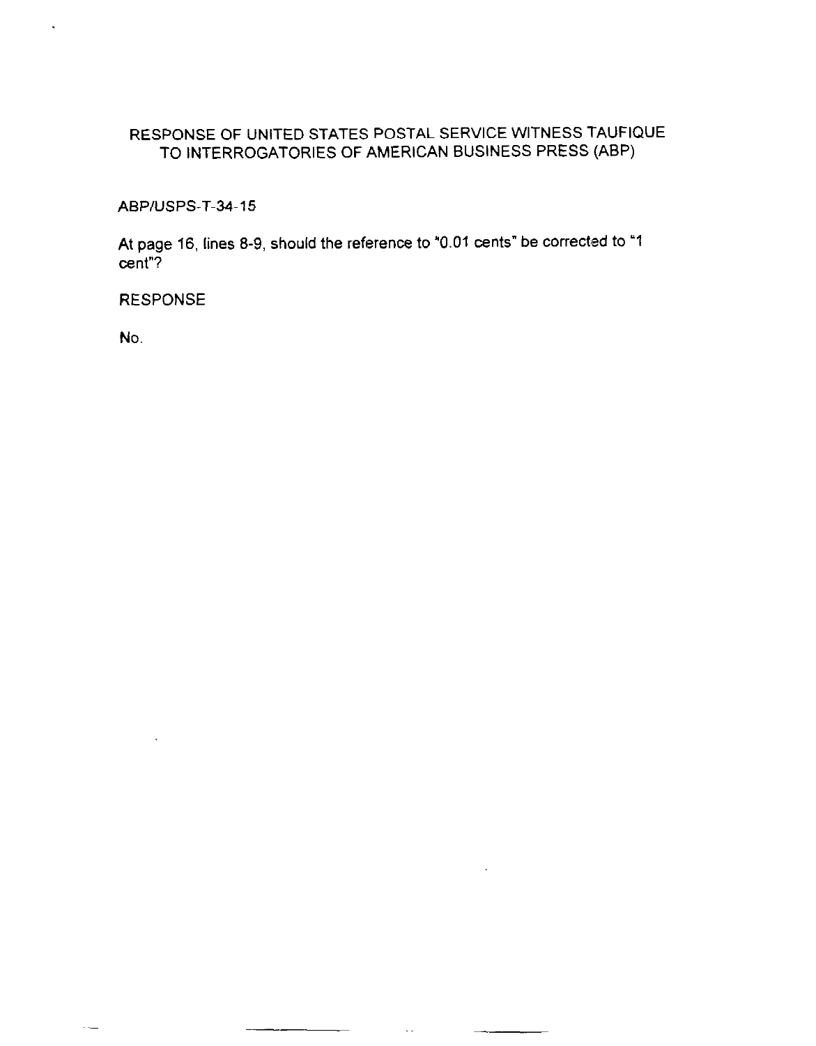RESPONSE OF UNITED STATES POSTAL SERVICE WITNESS TAUFIQUE TO INTERROGATORIES OF AMERICAN BUSINESS PRESS (ABP)

ABP/USPS-T-34-15

At page 16, lines 8-9, should the reference to "0.01 cents" be corrected to "1 cent"?

RESPONSE

No.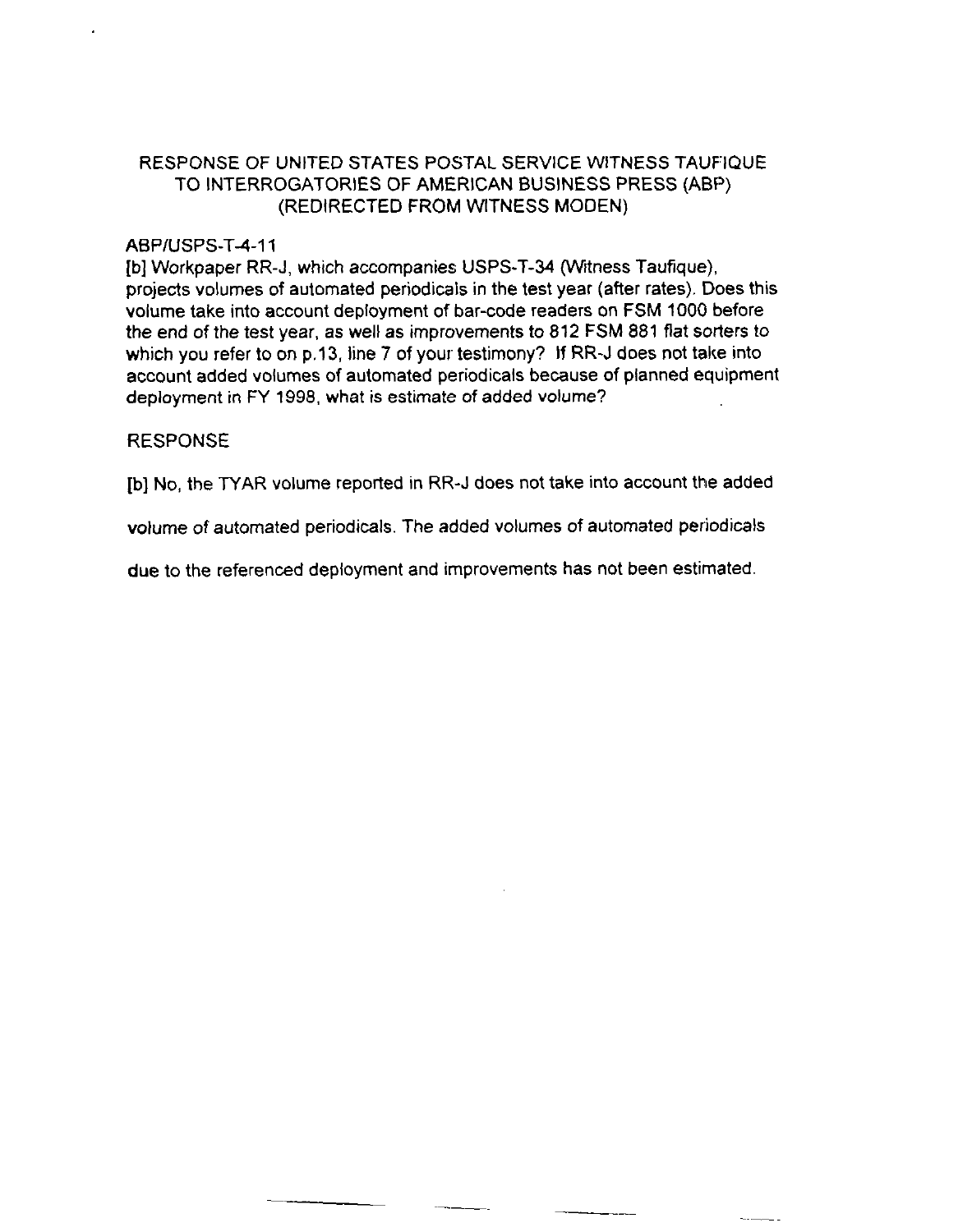RESPONSE OF UNITED STATES POSTAL SERVICE WITNESS TAUFIQUE
TO INTERROGATORIES OF AMERICAN BUSINESS PRESS (ABP)
(REDIRECTED FROM WITNESS MODEN)

ABP/USPS-T-4-11

[b] Workpaper RR-J, which accompanies USPS-T-34 (Witness Taufique), projects volumes of automated periodicals in the test year (after rates). Does this volume take into account deployment of bar-code readers on FSM 1000 before the end of the test year, as well as improvements to 812 FSM 881 flat sorters to which you refer to on p.13, line 7 of your testimony? If RR-J does not take into account added volumes of automated periodicals because of planned equipment deployment in FY 1998, what is estimate of added volume?

RESPONSE

[b] No, the TYAR volume reported in RR-J does not take into account the added volume of automated periodicals. The added volumes of automated periodicals due to the referenced deployment and improvements has not been estimated.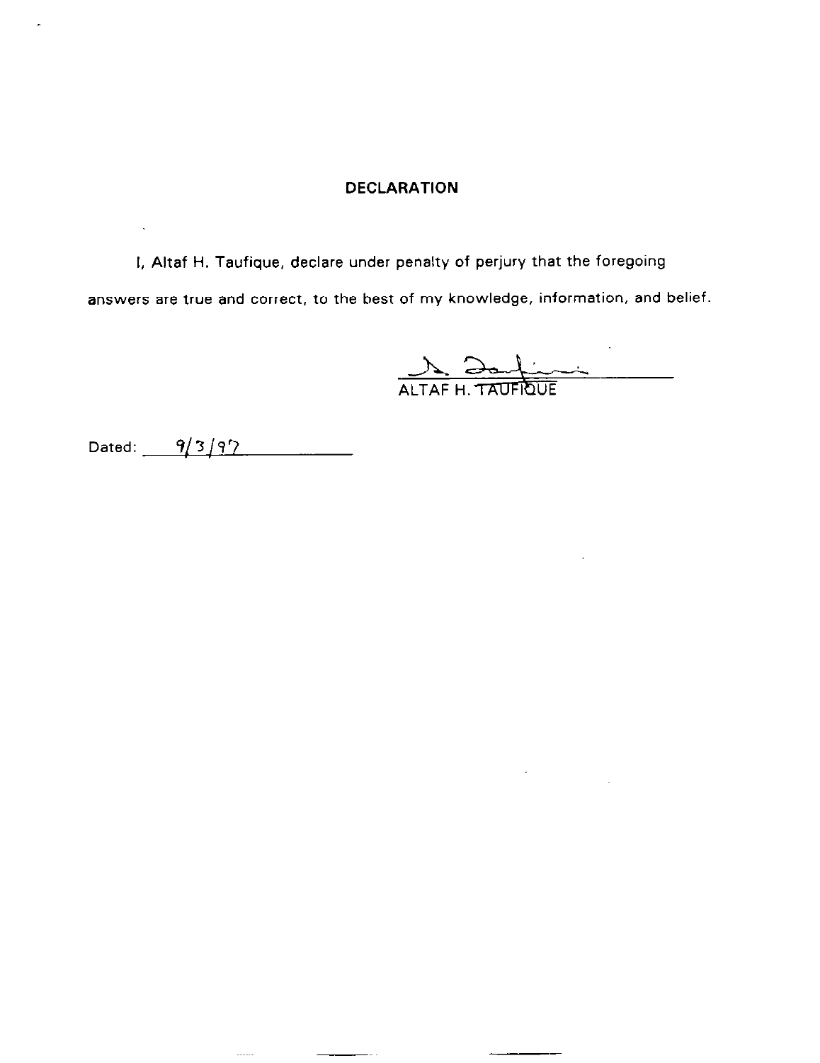## DECLARATION

I, Altaf H. Taufique, declare under penalty of perjury that the foregoing answers are true and correct, to the best of my knowledge, information, and belief.

ALTAF H. TAUFIQUE

Dated: 9/3/97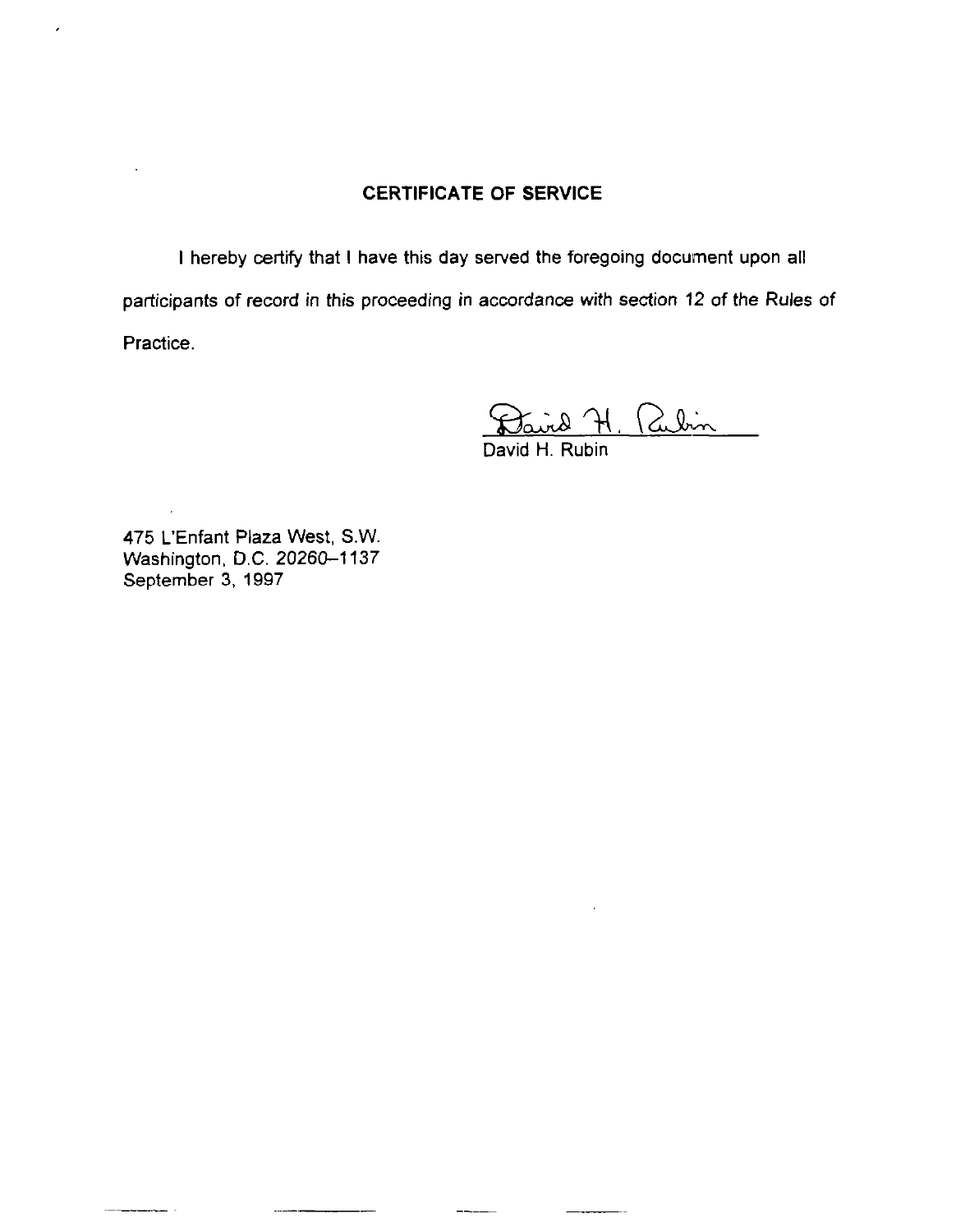## CERTIFICATE OF SERVICE

I hereby certify that I have this day served the foregoing document upon all participants of record in this proceeding in accordance with section 12 of the Rules of Practice.

David H. Rubin

David H. Rubin

475 L'Enfant Plaza West, S.W.
Washington, D.C. 20260–1137
September 3, 1997